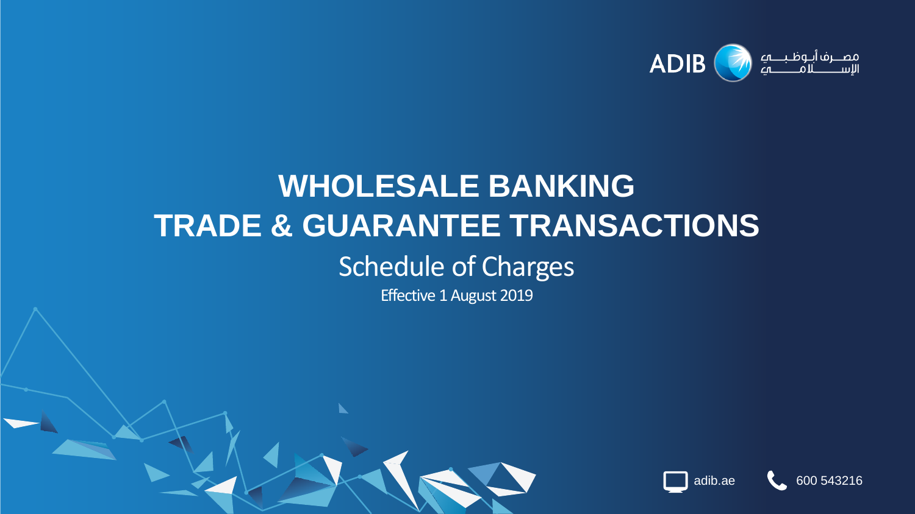ADIB مصرف أبوظبي الإسلامي

# WHOLESALE BANKING
# TRADE & GUARANTEE TRANSACTIONS

## Schedule of Charges

Effective 1 August 2019

adib.ae

600 543216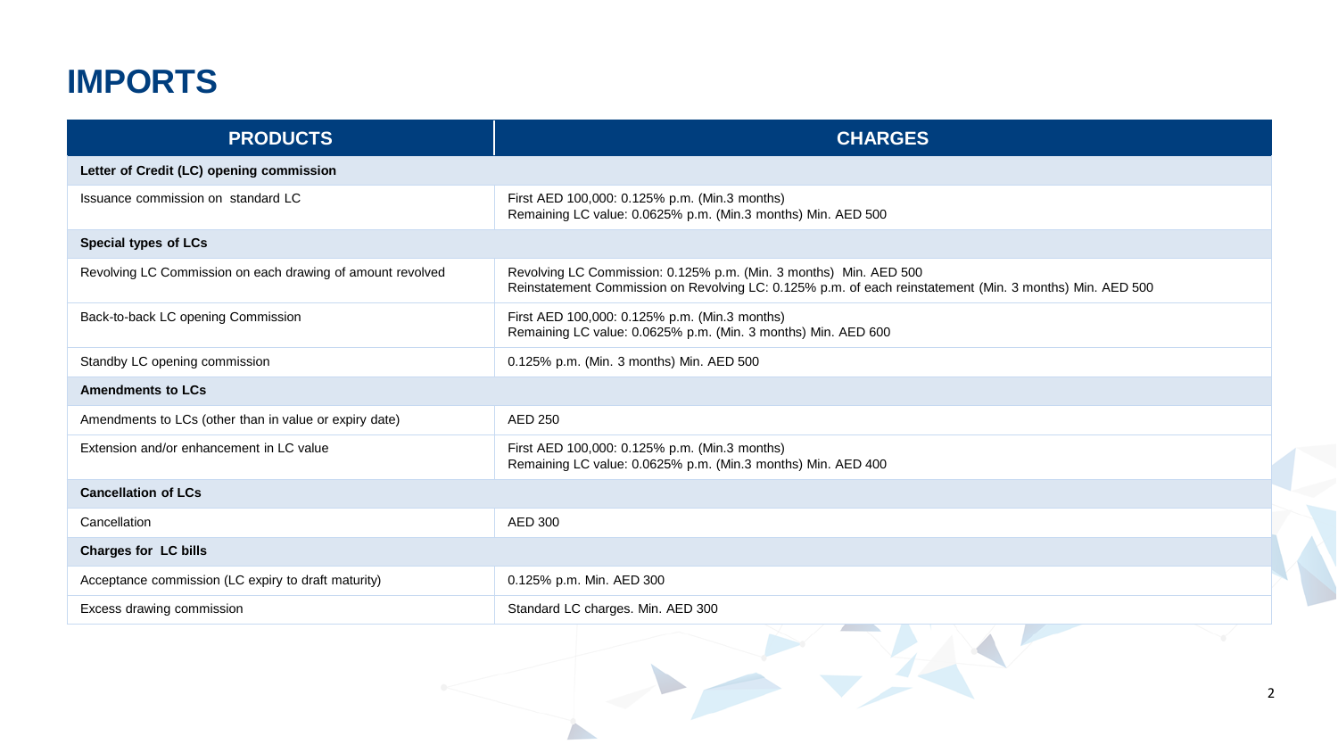# IMPORTS

| PRODUCTS | CHARGES |
|---|---|
| **Letter of Credit (LC) opening commission** | |
| Issuance commission on standard LC | First AED 100,000: 0.125% p.m. (Min.3 months)<br>Remaining LC value: 0.0625% p.m. (Min.3 months) Min. AED 500 |
| **Special types of LCs** | |
| Revolving LC Commission on each drawing of amount revolved | Revolving LC Commission: 0.125% p.m. (Min. 3 months) Min. AED 500<br>Reinstatement Commission on Revolving LC: 0.125% p.m. of each reinstatement (Min. 3 months) Min. AED 500 |
| Back-to-back LC opening Commission | First AED 100,000: 0.125% p.m. (Min.3 months)<br>Remaining LC value: 0.0625% p.m. (Min. 3 months) Min. AED 600 |
| Standby LC opening commission | 0.125% p.m. (Min. 3 months) Min. AED 500 |
| **Amendments to LCs** | |
| Amendments to LCs (other than in value or expiry date) | AED 250 |
| Extension and/or enhancement in LC value | First AED 100,000: 0.125% p.m. (Min.3 months)<br>Remaining LC value: 0.0625% p.m. (Min.3 months) Min. AED 400 |
| **Cancellation of LCs** | |
| Cancellation | AED 300 |
| **Charges for LC bills** | |
| Acceptance commission (LC expiry to draft maturity) | 0.125% p.m. Min. AED 300 |
| Excess drawing commission | Standard LC charges. Min. AED 300 |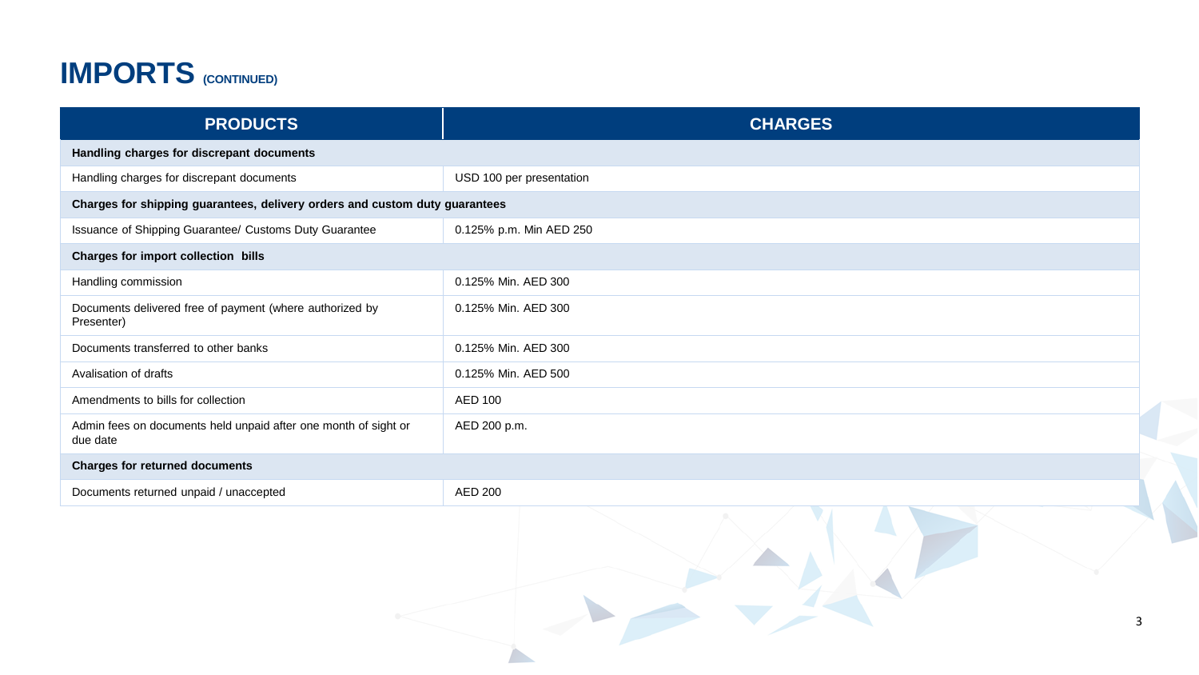# IMPORTS (CONTINUED)

| PRODUCTS | CHARGES |
|---|---|
| **Handling charges for discrepant documents** | |
| Handling charges for discrepant documents | USD 100 per presentation |
| **Charges for shipping guarantees, delivery orders and custom duty guarantees** | |
| Issuance of Shipping Guarantee/ Customs Duty Guarantee | 0.125% p.m. Min AED 250 |
| **Charges for import collection bills** | |
| Handling commission | 0.125% Min. AED 300 |
| Documents delivered free of payment (where authorized by Presenter) | 0.125% Min. AED 300 |
| Documents transferred to other banks | 0.125% Min. AED 300 |
| Avalisation of drafts | 0.125% Min. AED 500 |
| Amendments to bills for collection | AED 100 |
| Admin fees on documents held unpaid after one month of sight or due date | AED 200 p.m. |
| **Charges for returned documents** | |
| Documents returned unpaid / unaccepted | AED 200 |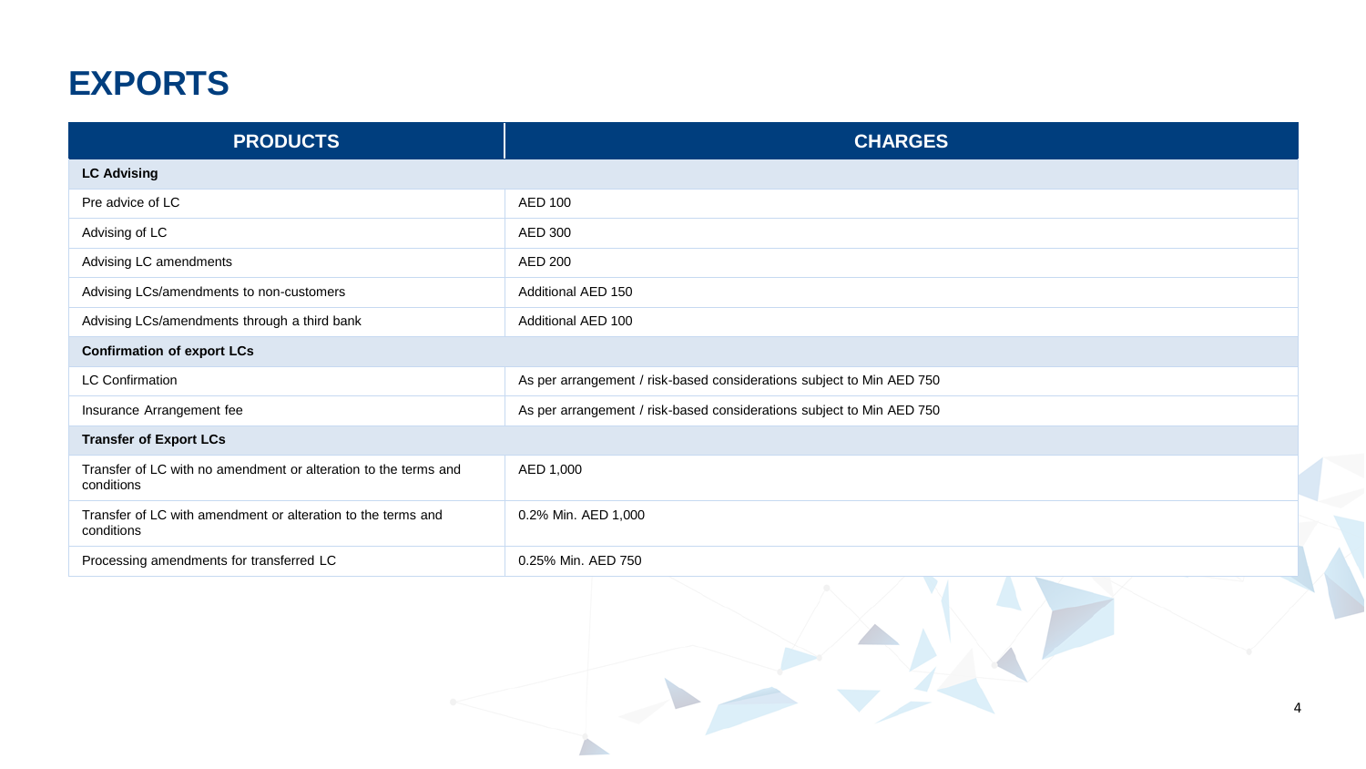# EXPORTS

| PRODUCTS | CHARGES |
| --- | --- |
| **LC Advising** | |
| Pre advice of LC | AED 100 |
| Advising of LC | AED 300 |
| Advising LC amendments | AED 200 |
| Advising LCs/amendments to non-customers | Additional AED 150 |
| Advising LCs/amendments through a third bank | Additional AED 100 |
| **Confirmation of export LCs** | |
| LC Confirmation | As per arrangement / risk-based considerations subject to Min AED 750 |
| Insurance Arrangement fee | As per arrangement / risk-based considerations subject to Min AED 750 |
| **Transfer of Export LCs** | |
| Transfer of LC with no amendment or alteration to the terms and conditions | AED 1,000 |
| Transfer of LC with amendment or alteration to the terms and conditions | 0.2% Min. AED 1,000 |
| Processing amendments for transferred LC | 0.25% Min. AED 750 |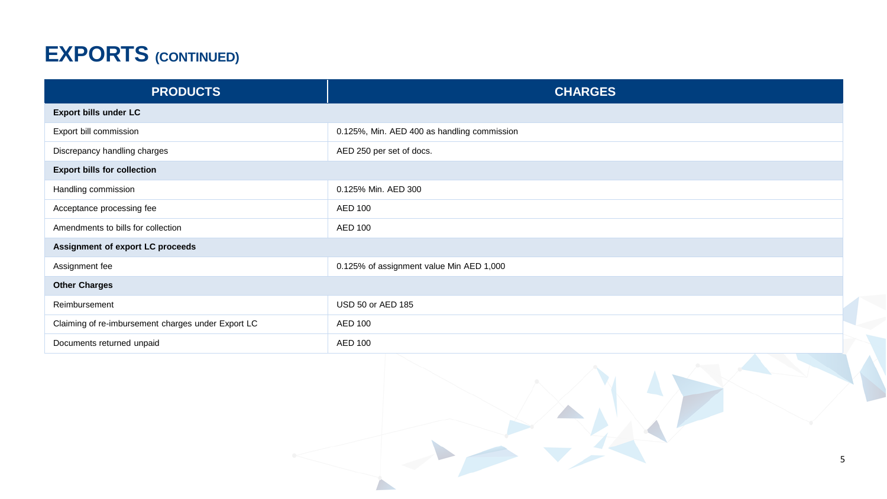# EXPORTS (CONTINUED)

| PRODUCTS | CHARGES |
|---|---|
| **Export bills under LC** | |
| Export bill commission | 0.125%, Min. AED 400 as handling commission |
| Discrepancy handling charges | AED 250 per set of docs. |
| **Export bills for collection** | |
| Handling commission | 0.125% Min. AED 300 |
| Acceptance processing fee | AED 100 |
| Amendments to bills for collection | AED 100 |
| **Assignment of export LC proceeds** | |
| Assignment fee | 0.125% of assignment value Min AED 1,000 |
| **Other Charges** | |
| Reimbursement | USD 50 or AED 185 |
| Claiming of re-imbursement charges under Export LC | AED 100 |
| Documents returned unpaid | AED 100 |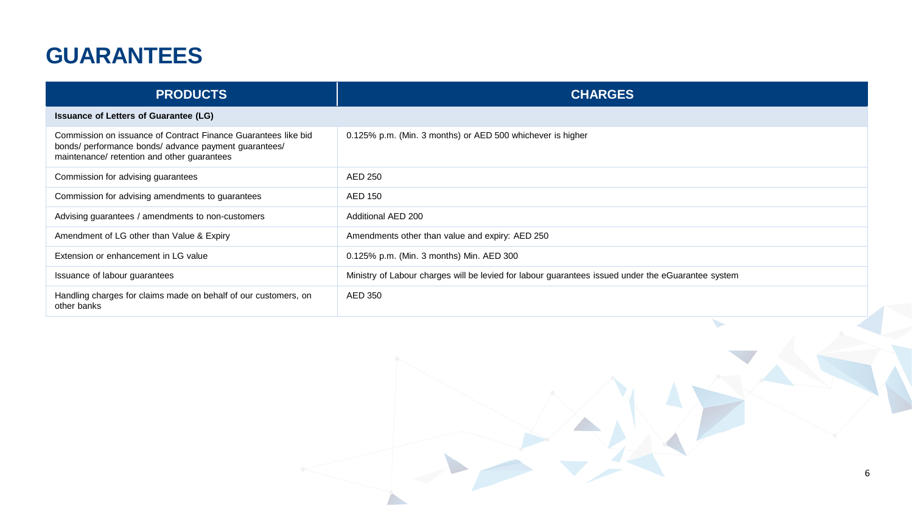# GUARANTEES

| PRODUCTS | CHARGES |
| --- | --- |
| **Issuance of Letters of Guarantee (LG)** | |
| Commission on issuance of Contract Finance Guarantees like bid bonds/ performance bonds/ advance payment guarantees/ maintenance/ retention and other guarantees | 0.125% p.m. (Min. 3 months) or AED 500 whichever is higher |
| Commission for advising guarantees | AED 250 |
| Commission for advising amendments to guarantees | AED 150 |
| Advising guarantees / amendments to non-customers | Additional AED 200 |
| Amendment of LG other than Value & Expiry | Amendments other than value and expiry: AED 250 |
| Extension or enhancement in LG value | 0.125% p.m. (Min. 3 months) Min. AED 300 |
| Issuance of labour guarantees | Ministry of Labour charges will be levied for labour guarantees issued under the eGuarantee system |
| Handling charges for claims made on behalf of our customers, on other banks | AED 350 |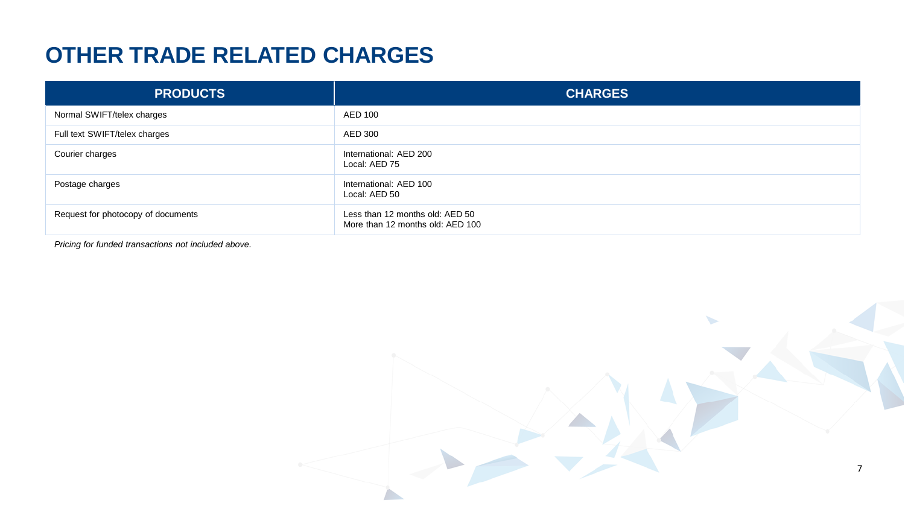# OTHER TRADE RELATED CHARGES

| PRODUCTS | CHARGES |
|---|---|
| Normal SWIFT/telex charges | AED 100 |
| Full text SWIFT/telex charges | AED 300 |
| Courier charges | International: AED 200<br>Local: AED 75 |
| Postage charges | International: AED 100<br>Local: AED 50 |
| Request for photocopy of documents | Less than 12 months old: AED 50<br>More than 12 months old: AED 100 |

*Pricing for funded transactions not included above.*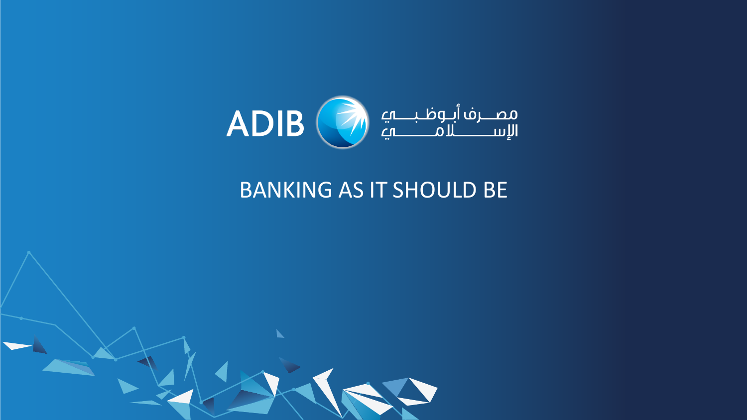ADIB مصرف أبوظبي الإسلامي

BANKING AS IT SHOULD BE